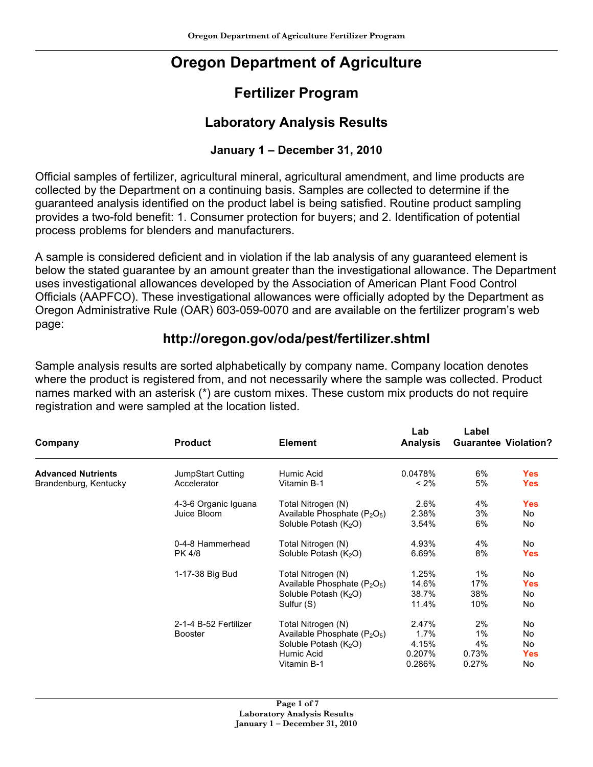# Oregon Department of Agriculture

## Fertilizer Program

### Laboratory Analysis Results

#### January 1 – December 31, 2010

Official samples of fertilizer, agricultural mineral, agricultural amendment, and lime products are collected by the Department on a continuing basis. Samples are collected to determine if the guaranteed analysis identified on the product label is being satisfied. Routine product sampling provides a two-fold benefit: 1. Consumer protection for buyers; and 2. Identification of potential process problems for blenders and manufacturers.

A sample is considered deficient and in violation if the lab analysis of any guaranteed element is below the stated guarantee by an amount greater than the investigational allowance. The Department uses investigational allowances developed by the Association of American Plant Food Control Officials (AAPFCO). These investigational allowances were officially adopted by the Department as Oregon Administrative Rule (OAR) 603-059-0070 and are available on the fertilizer program's web page:

### http://oregon.gov/oda/pest/fertilizer.shtml

Sample analysis results are sorted alphabetically by company name. Company location denotes where the product is registered from, and not necessarily where the sample was collected. Product names marked with an asterisk (*) are custom mixes. These custom mix products do not require registration and were sampled at the location listed.

| Company | Product | Element | Lab Analysis | Label Guarantee | Violation? |
|---|---|---|---|---|---|
| **Advanced Nutrients** Brandenburg, Kentucky | JumpStart Cutting Accelerator | Humic Acid | 0.0478% | 6% | **Yes** |
| | | Vitamin B-1 | < 2% | 5% | **Yes** |
| | 4-3-6 Organic Iguana Juice Bloom | Total Nitrogen (N) | 2.6% | 4% | **Yes** |
| | | Available Phosphate ($P_2O_5$) | 2.38% | 3% | No |
| | | Soluble Potash ($K_2O$) | 3.54% | 6% | No |
| | 0-4-8 Hammerhead PK 4/8 | Total Nitrogen (N) | 4.93% | 4% | No |
| | | Soluble Potash ($K_2O$) | 6.69% | 8% | **Yes** |
| | 1-17-38 Big Bud | Total Nitrogen (N) | 1.25% | 1% | No |
| | | Available Phosphate ($P_2O_5$) | 14.6% | 17% | **Yes** |
| | | Soluble Potash ($K_2O$) | 38.7% | 38% | No |
| | | Sulfur (S) | 11.4% | 10% | No |
| | 2-1-4 B-52 Fertilizer Booster | Total Nitrogen (N) | 2.47% | 2% | No |
| | | Available Phosphate ($P_2O_5$) | 1.7% | 1% | No |
| | | Soluble Potash ($K_2O$) | 4.15% | 4% | No |
| | | Humic Acid | 0.207% | 0.73% | **Yes** |
| | | Vitamin B-1 | 0.286% | 0.27% | No |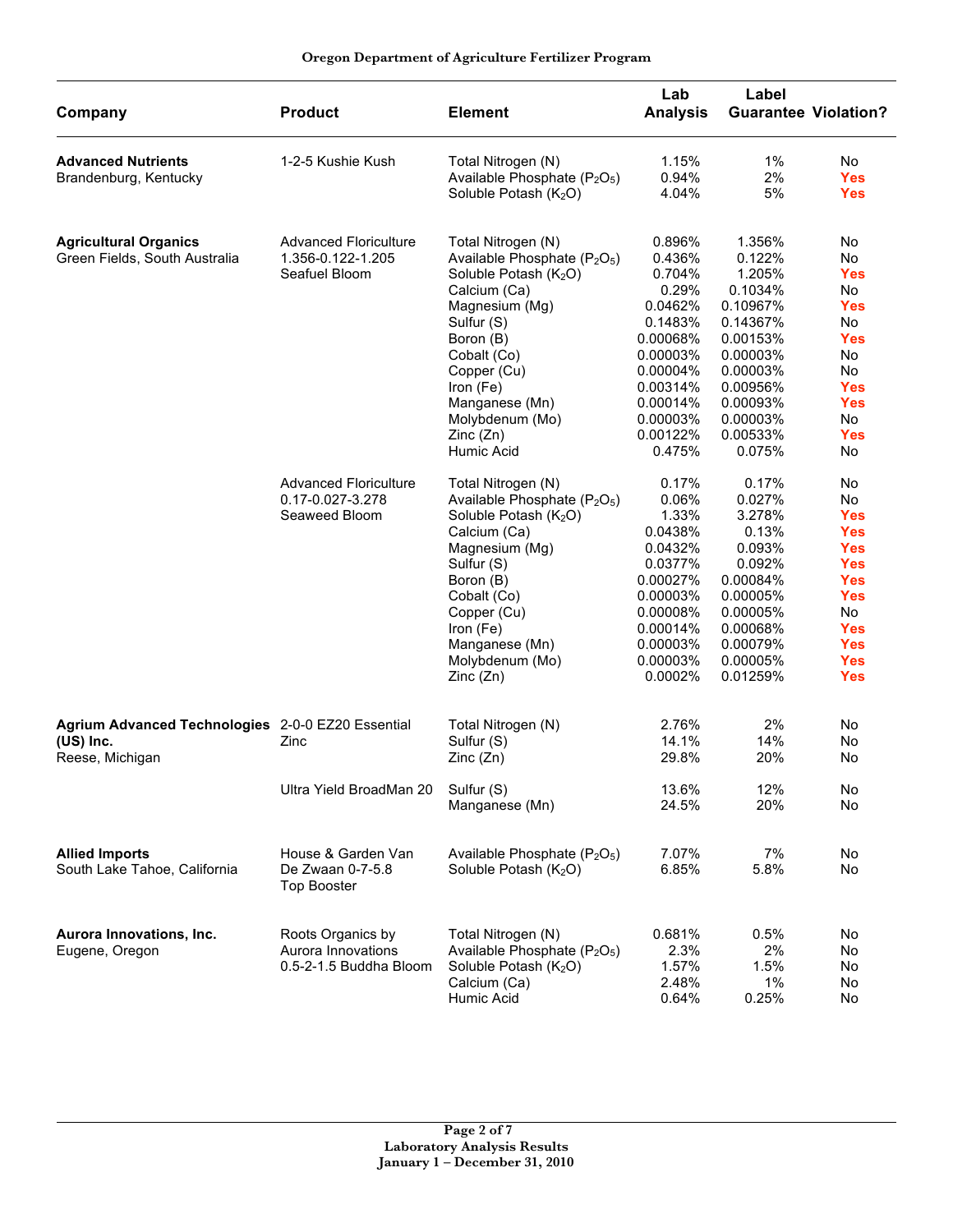| Company | Product | Element | Lab Analysis | Label Guarantee | Violation? |
|---|---|---|---|---|---|
| **Advanced Nutrients** Brandenburg, Kentucky | 1-2-5 Kushie Kush | Total Nitrogen (N) | 1.15% | 1% | No |
| | | Available Phosphate ($P_2O_5$) | 0.94% | 2% | **Yes** |
| | | Soluble Potash ($K_2O$) | 4.04% | 5% | **Yes** |
| **Agricultural Organics** Green Fields, South Australia | Advanced Floriculture 1.356-0.122-1.205 Seafuel Bloom | Total Nitrogen (N) | 0.896% | 1.356% | No |
| | | Available Phosphate ($P_2O_5$) | 0.436% | 0.122% | No |
| | | Soluble Potash ($K_2O$) | 0.704% | 1.205% | **Yes** |
| | | Calcium (Ca) | 0.29% | 0.1034% | No |
| | | Magnesium (Mg) | 0.0462% | 0.10967% | **Yes** |
| | | Sulfur (S) | 0.1483% | 0.14367% | No |
| | | Boron (B) | 0.00068% | 0.00153% | **Yes** |
| | | Cobalt (Co) | 0.00003% | 0.00003% | No |
| | | Copper (Cu) | 0.00004% | 0.00003% | No |
| | | Iron (Fe) | 0.00314% | 0.00956% | **Yes** |
| | | Manganese (Mn) | 0.00014% | 0.00093% | **Yes** |
| | | Molybdenum (Mo) | 0.00003% | 0.00003% | No |
| | | Zinc (Zn) | 0.00122% | 0.00533% | **Yes** |
| | | Humic Acid | 0.475% | 0.075% | No |
| | Advanced Floriculture 0.17-0.027-3.278 Seaweed Bloom | Total Nitrogen (N) | 0.17% | 0.17% | No |
| | | Available Phosphate ($P_2O_5$) | 0.06% | 0.027% | No |
| | | Soluble Potash ($K_2O$) | 1.33% | 3.278% | **Yes** |
| | | Calcium (Ca) | 0.0438% | 0.13% | **Yes** |
| | | Magnesium (Mg) | 0.0432% | 0.093% | **Yes** |
| | | Sulfur (S) | 0.0377% | 0.092% | **Yes** |
| | | Boron (B) | 0.00027% | 0.00084% | **Yes** |
| | | Cobalt (Co) | 0.00003% | 0.00005% | **Yes** |
| | | Copper (Cu) | 0.00008% | 0.00005% | No |
| | | Iron (Fe) | 0.00014% | 0.00068% | **Yes** |
| | | Manganese (Mn) | 0.00003% | 0.00079% | **Yes** |
| | | Molybdenum (Mo) | 0.00003% | 0.00005% | **Yes** |
| | | Zinc (Zn) | 0.0002% | 0.01259% | **Yes** |
| **Agrium Advanced Technologies (US) Inc.** Reese, Michigan | 2-0-0 EZ20 Essential Zinc | Total Nitrogen (N) | 2.76% | 2% | No |
| | | Sulfur (S) | 14.1% | 14% | No |
| | | Zinc (Zn) | 29.8% | 20% | No |
| | Ultra Yield BroadMan 20 | Sulfur (S) | 13.6% | 12% | No |
| | | Manganese (Mn) | 24.5% | 20% | No |
| **Allied Imports** South Lake Tahoe, California | House & Garden Van De Zwaan 0-7-5.8 Top Booster | Available Phosphate ($P_2O_5$) | 7.07% | 7% | No |
| | | Soluble Potash ($K_2O$) | 6.85% | 5.8% | No |
| **Aurora Innovations, Inc.** Eugene, Oregon | Roots Organics by Aurora Innovations 0.5-2-1.5 Buddha Bloom | Total Nitrogen (N) | 0.681% | 0.5% | No |
| | | Available Phosphate ($P_2O_5$) | 2.3% | 2% | No |
| | | Soluble Potash ($K_2O$) | 1.57% | 1.5% | No |
| | | Calcium (Ca) | 2.48% | 1% | No |
| | | Humic Acid | 0.64% | 0.25% | No |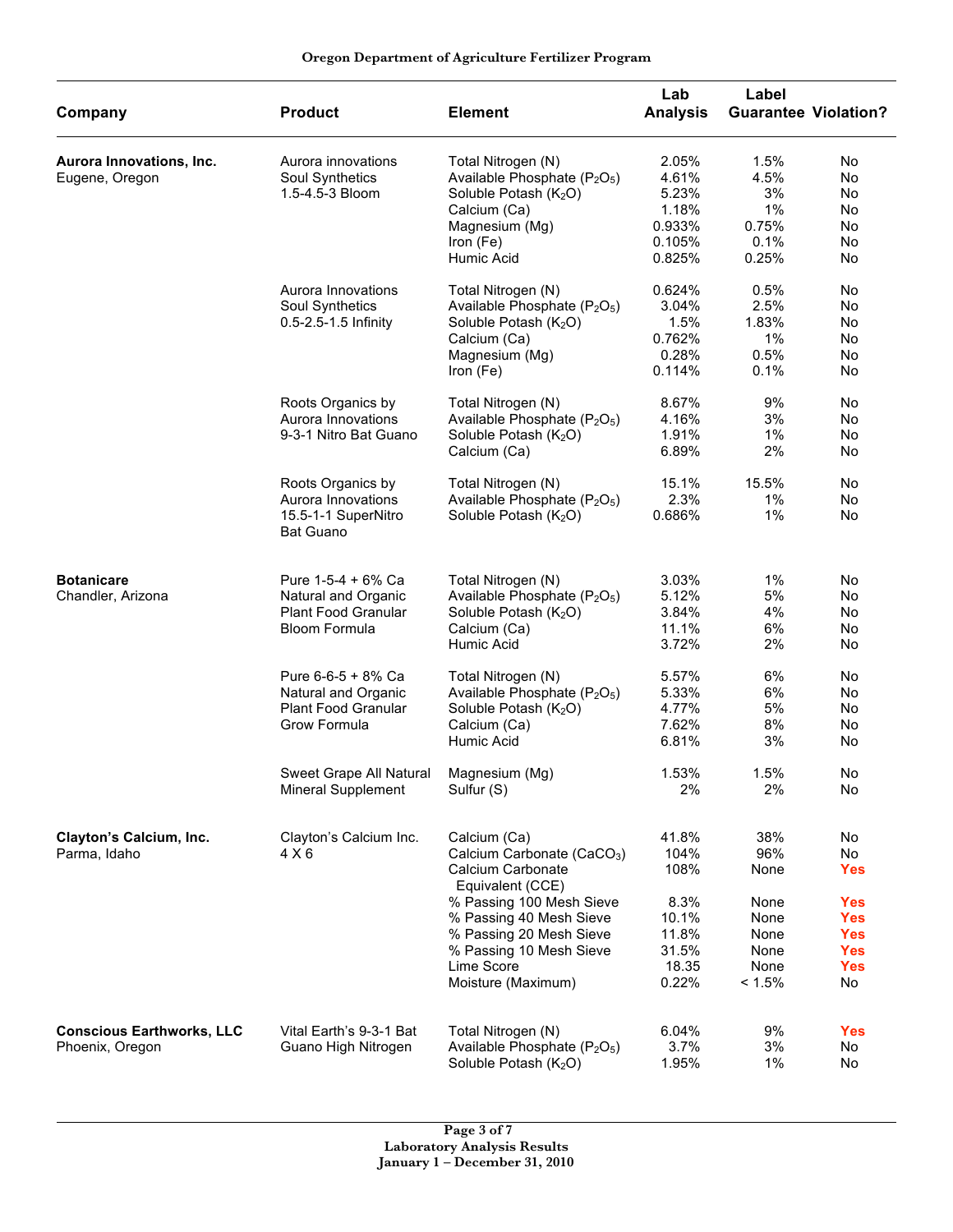| Company | Product | Element | Lab Analysis | Label Guarantee | Violation? |
|---|---|---|---|---|---|
| **Aurora Innovations, Inc.** Eugene, Oregon | Aurora innovations Soul Synthetics 1.5-4.5-3 Bloom | Total Nitrogen (N) | 2.05% | 1.5% | No |
| | | Available Phosphate ($P_2O_5$) | 4.61% | 4.5% | No |
| | | Soluble Potash ($K_2O$) | 5.23% | 3% | No |
| | | Calcium (Ca) | 1.18% | 1% | No |
| | | Magnesium (Mg) | 0.933% | 0.75% | No |
| | | Iron (Fe) | 0.105% | 0.1% | No |
| | | Humic Acid | 0.825% | 0.25% | No |
| | Aurora Innovations Soul Synthetics 0.5-2.5-1.5 Infinity | Total Nitrogen (N) | 0.624% | 0.5% | No |
| | | Available Phosphate ($P_2O_5$) | 3.04% | 2.5% | No |
| | | Soluble Potash ($K_2O$) | 1.5% | 1.83% | No |
| | | Calcium (Ca) | 0.762% | 1% | No |
| | | Magnesium (Mg) | 0.28% | 0.5% | No |
| | | Iron (Fe) | 0.114% | 0.1% | No |
| | Roots Organics by Aurora Innovations 9-3-1 Nitro Bat Guano | Total Nitrogen (N) | 8.67% | 9% | No |
| | | Available Phosphate ($P_2O_5$) | 4.16% | 3% | No |
| | | Soluble Potash ($K_2O$) | 1.91% | 1% | No |
| | | Calcium (Ca) | 6.89% | 2% | No |
| | Roots Organics by Aurora Innovations 15.5-1-1 SuperNitro Bat Guano | Total Nitrogen (N) | 15.1% | 15.5% | No |
| | | Available Phosphate ($P_2O_5$) | 2.3% | 1% | No |
| | | Soluble Potash ($K_2O$) | 0.686% | 1% | No |
| **Botanicare** Chandler, Arizona | Pure 1-5-4 + 6% Ca Natural and Organic Plant Food Granular Bloom Formula | Total Nitrogen (N) | 3.03% | 1% | No |
| | | Available Phosphate ($P_2O_5$) | 5.12% | 5% | No |
| | | Soluble Potash ($K_2O$) | 3.84% | 4% | No |
| | | Calcium (Ca) | 11.1% | 6% | No |
| | | Humic Acid | 3.72% | 2% | No |
| | Pure 6-6-5 + 8% Ca Natural and Organic Plant Food Granular Grow Formula | Total Nitrogen (N) | 5.57% | 6% | No |
| | | Available Phosphate ($P_2O_5$) | 5.33% | 6% | No |
| | | Soluble Potash ($K_2O$) | 4.77% | 5% | No |
| | | Calcium (Ca) | 7.62% | 8% | No |
| | | Humic Acid | 6.81% | 3% | No |
| | Sweet Grape All Natural Mineral Supplement | Magnesium (Mg) | 1.53% | 1.5% | No |
| | | Sulfur (S) | 2% | 2% | No |
| **Clayton's Calcium, Inc.** Parma, Idaho | Clayton's Calcium Inc. 4 X 6 | Calcium (Ca) | 41.8% | 38% | No |
| | | Calcium Carbonate ($CaCO_3$) | 104% | 96% | No |
| | | Calcium Carbonate Equivalent (CCE) | 108% | None | **Yes** |
| | | % Passing 100 Mesh Sieve | 8.3% | None | **Yes** |
| | | % Passing 40 Mesh Sieve | 10.1% | None | **Yes** |
| | | % Passing 20 Mesh Sieve | 11.8% | None | **Yes** |
| | | % Passing 10 Mesh Sieve | 31.5% | None | **Yes** |
| | | Lime Score | 18.35 | None | **Yes** |
| | | Moisture (Maximum) | 0.22% | < 1.5% | No |
| **Conscious Earthworks, LLC** Phoenix, Oregon | Vital Earth's 9-3-1 Bat Guano High Nitrogen | Total Nitrogen (N) | 6.04% | 9% | **Yes** |
| | | Available Phosphate ($P_2O_5$) | 3.7% | 3% | No |
| | | Soluble Potash ($K_2O$) | 1.95% | 1% | No |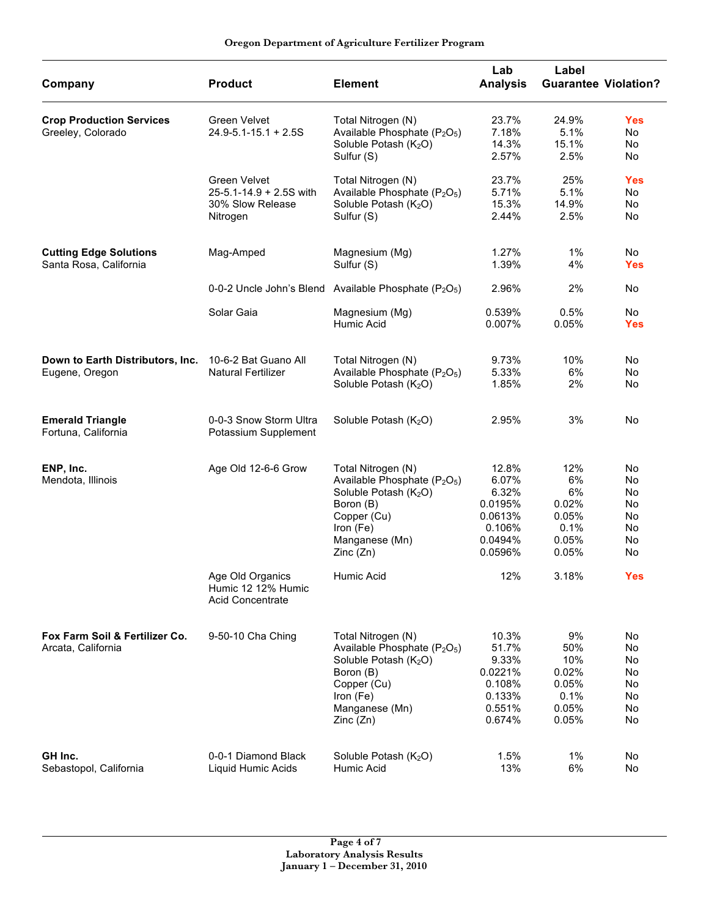| Company | Product | Element | Lab Analysis | Label Guarantee | Violation? |
|---|---|---|---|---|---|
| **Crop Production Services** Greeley, Colorado | Green Velvet 24.9-5.1-15.1 + 2.5S | Total Nitrogen (N) | 23.7% | 24.9% | **Yes** |
| | | Available Phosphate ($P_2O_5$) | 7.18% | 5.1% | No |
| | | Soluble Potash ($K_2O$) | 14.3% | 15.1% | No |
| | | Sulfur (S) | 2.57% | 2.5% | No |
| | Green Velvet 25-5.1-14.9 + 2.5S with 30% Slow Release Nitrogen | Total Nitrogen (N) | 23.7% | 25% | **Yes** |
| | | Available Phosphate ($P_2O_5$) | 5.71% | 5.1% | No |
| | | Soluble Potash ($K_2O$) | 15.3% | 14.9% | No |
| | | Sulfur (S) | 2.44% | 2.5% | No |
| **Cutting Edge Solutions** Santa Rosa, California | Mag-Amped | Magnesium (Mg) | 1.27% | 1% | No |
| | | Sulfur (S) | 1.39% | 4% | **Yes** |
| | 0-0-2 Uncle John's Blend | Available Phosphate ($P_2O_5$) | 2.96% | 2% | No |
| | Solar Gaia | Magnesium (Mg) | 0.539% | 0.5% | No |
| | | Humic Acid | 0.007% | 0.05% | **Yes** |
| **Down to Earth Distributors, Inc.** Eugene, Oregon | 10-6-2 Bat Guano All Natural Fertilizer | Total Nitrogen (N) | 9.73% | 10% | No |
| | | Available Phosphate ($P_2O_5$) | 5.33% | 6% | No |
| | | Soluble Potash ($K_2O$) | 1.85% | 2% | No |
| **Emerald Triangle** Fortuna, California | 0-0-3 Snow Storm Ultra Potassium Supplement | Soluble Potash ($K_2O$) | 2.95% | 3% | No |
| **ENP, Inc.** Mendota, Illinois | Age Old 12-6-6 Grow | Total Nitrogen (N) | 12.8% | 12% | No |
| | | Available Phosphate ($P_2O_5$) | 6.07% | 6% | No |
| | | Soluble Potash ($K_2O$) | 6.32% | 6% | No |
| | | Boron (B) | 0.0195% | 0.02% | No |
| | | Copper (Cu) | 0.0613% | 0.05% | No |
| | | Iron (Fe) | 0.106% | 0.1% | No |
| | | Manganese (Mn) | 0.0494% | 0.05% | No |
| | | Zinc (Zn) | 0.0596% | 0.05% | No |
| | Age Old Organics Humic 12 12% Humic Acid Concentrate | Humic Acid | 12% | 3.18% | **Yes** |
| **Fox Farm Soil & Fertilizer Co.** Arcata, California | 9-50-10 Cha Ching | Total Nitrogen (N) | 10.3% | 9% | No |
| | | Available Phosphate ($P_2O_5$) | 51.7% | 50% | No |
| | | Soluble Potash ($K_2O$) | 9.33% | 10% | No |
| | | Boron (B) | 0.0221% | 0.02% | No |
| | | Copper (Cu) | 0.108% | 0.05% | No |
| | | Iron (Fe) | 0.133% | 0.1% | No |
| | | Manganese (Mn) | 0.551% | 0.05% | No |
| | | Zinc (Zn) | 0.674% | 0.05% | No |
| **GH Inc.** Sebastopol, California | 0-0-1 Diamond Black Liquid Humic Acids | Soluble Potash ($K_2O$) | 1.5% | 1% | No |
| | | Humic Acid | 13% | 6% | No |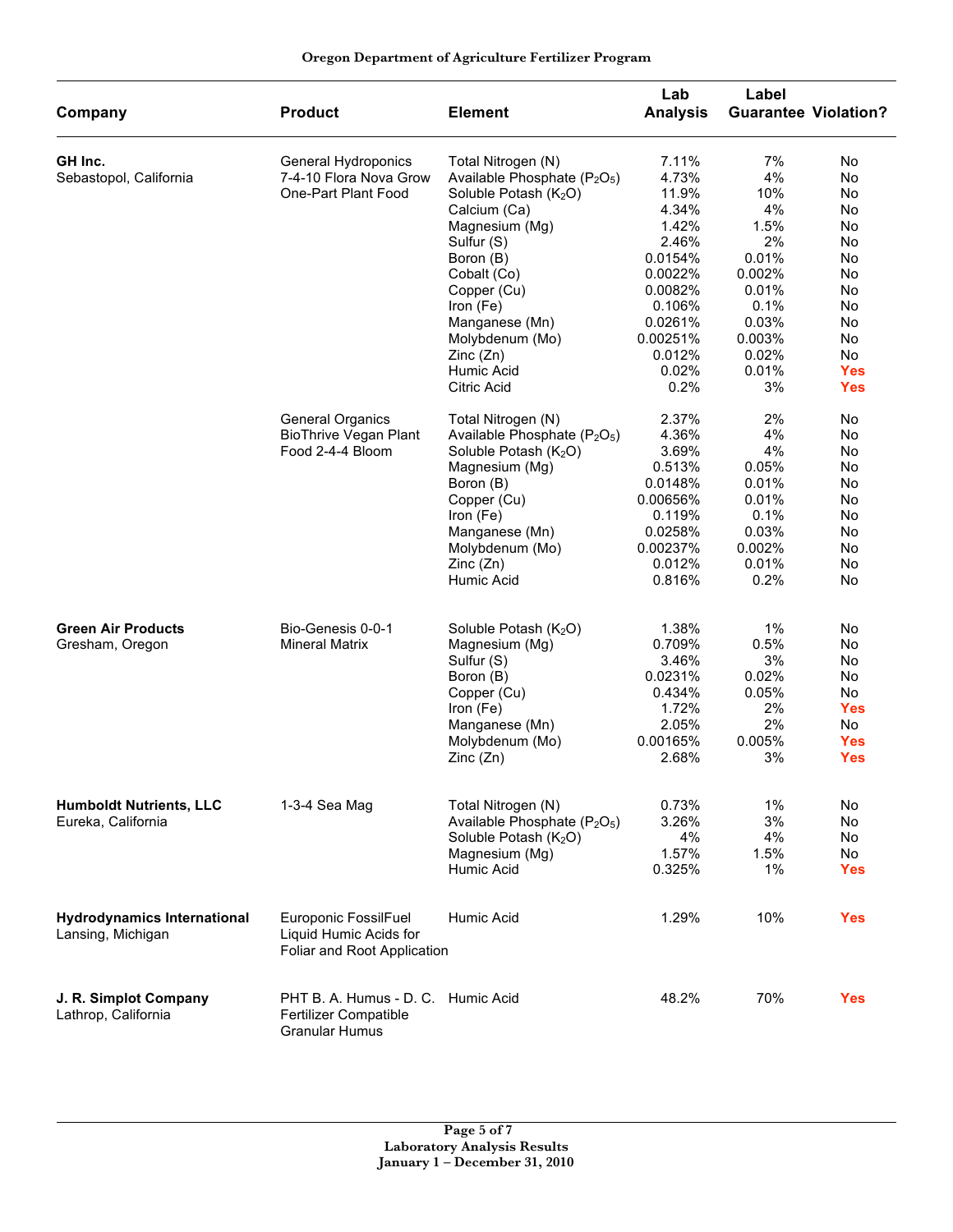| Company | Product | Element | Lab Analysis | Label Guarantee | Violation? |
|---|---|---|---|---|---|
| **GH Inc.** Sebastopol, California | General Hydroponics 7-4-10 Flora Nova Grow One-Part Plant Food | Total Nitrogen (N) | 7.11% | 7% | No |
| | | Available Phosphate ($P_2O_5$) | 4.73% | 4% | No |
| | | Soluble Potash ($K_2O$) | 11.9% | 10% | No |
| | | Calcium (Ca) | 4.34% | 4% | No |
| | | Magnesium (Mg) | 1.42% | 1.5% | No |
| | | Sulfur (S) | 2.46% | 2% | No |
| | | Boron (B) | 0.0154% | 0.01% | No |
| | | Cobalt (Co) | 0.0022% | 0.002% | No |
| | | Copper (Cu) | 0.0082% | 0.01% | No |
| | | Iron (Fe) | 0.106% | 0.1% | No |
| | | Manganese (Mn) | 0.0261% | 0.03% | No |
| | | Molybdenum (Mo) | 0.00251% | 0.003% | No |
| | | Zinc (Zn) | 0.012% | 0.02% | No |
| | | Humic Acid | 0.02% | 0.01% | Yes |
| | | Citric Acid | 0.2% | 3% | Yes |
| | General Organics BioThrive Vegan Plant Food 2-4-4 Bloom | Total Nitrogen (N) | 2.37% | 2% | No |
| | | Available Phosphate ($P_2O_5$) | 4.36% | 4% | No |
| | | Soluble Potash ($K_2O$) | 3.69% | 4% | No |
| | | Magnesium (Mg) | 0.513% | 0.05% | No |
| | | Boron (B) | 0.0148% | 0.01% | No |
| | | Copper (Cu) | 0.00656% | 0.01% | No |
| | | Iron (Fe) | 0.119% | 0.1% | No |
| | | Manganese (Mn) | 0.0258% | 0.03% | No |
| | | Molybdenum (Mo) | 0.00237% | 0.002% | No |
| | | Zinc (Zn) | 0.012% | 0.01% | No |
| | | Humic Acid | 0.816% | 0.2% | No |
| **Green Air Products** Gresham, Oregon | Bio-Genesis 0-0-1 Mineral Matrix | Soluble Potash ($K_2O$) | 1.38% | 1% | No |
| | | Magnesium (Mg) | 0.709% | 0.5% | No |
| | | Sulfur (S) | 3.46% | 3% | No |
| | | Boron (B) | 0.0231% | 0.02% | No |
| | | Copper (Cu) | 0.434% | 0.05% | No |
| | | Iron (Fe) | 1.72% | 2% | Yes |
| | | Manganese (Mn) | 2.05% | 2% | No |
| | | Molybdenum (Mo) | 0.00165% | 0.005% | Yes |
| | | Zinc (Zn) | 2.68% | 3% | Yes |
| **Humboldt Nutrients, LLC** Eureka, California | 1-3-4 Sea Mag | Total Nitrogen (N) | 0.73% | 1% | No |
| | | Available Phosphate ($P_2O_5$) | 3.26% | 3% | No |
| | | Soluble Potash ($K_2O$) | 4% | 4% | No |
| | | Magnesium (Mg) | 1.57% | 1.5% | No |
| | | Humic Acid | 0.325% | 1% | Yes |
| **Hydrodynamics International** Lansing, Michigan | Europonic FossilFuel Liquid Humic Acids for Foliar and Root Application | Humic Acid | 1.29% | 10% | Yes |
| **J. R. Simplot Company** Lathrop, California | PHT B. A. Humus - D. C. Fertilizer Compatible Granular Humus | Humic Acid | 48.2% | 70% | Yes |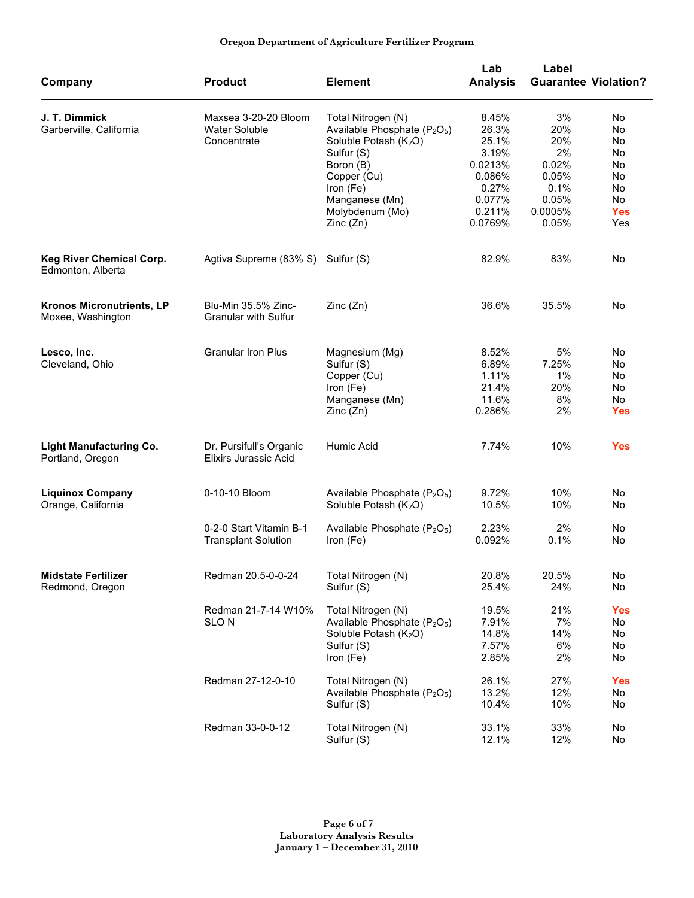| Company | Product | Element | Lab Analysis | Label Guarantee | Violation? |
|---|---|---|---|---|---|
| **J. T. Dimmick** Garberville, California | Maxsea 3-20-20 Bloom Water Soluble Concentrate | Total Nitrogen (N) | 8.45% | 3% | No |
| | | Available Phosphate ($P_2O_5$) | 26.3% | 20% | No |
| | | Soluble Potash ($K_2O$) | 25.1% | 20% | No |
| | | Sulfur (S) | 3.19% | 2% | No |
| | | Boron (B) | 0.0213% | 0.02% | No |
| | | Copper (Cu) | 0.086% | 0.05% | No |
| | | Iron (Fe) | 0.27% | 0.1% | No |
| | | Manganese (Mn) | 0.077% | 0.05% | No |
| | | Molybdenum (Mo) | 0.211% | 0.0005% | **Yes** |
| | | Zinc (Zn) | 0.0769% | 0.05% | Yes |
| **Keg River Chemical Corp.** Edmonton, Alberta | Agtiva Supreme (83% S) | Sulfur (S) | 82.9% | 83% | No |
| **Kronos Micronutrients, LP** Moxee, Washington | Blu-Min 35.5% Zinc-Granular with Sulfur | Zinc (Zn) | 36.6% | 35.5% | No |
| **Lesco, Inc.** Cleveland, Ohio | Granular Iron Plus | Magnesium (Mg) | 8.52% | 5% | No |
| | | Sulfur (S) | 6.89% | 7.25% | No |
| | | Copper (Cu) | 1.11% | 1% | No |
| | | Iron (Fe) | 21.4% | 20% | No |
| | | Manganese (Mn) | 11.6% | 8% | No |
| | | Zinc (Zn) | 0.286% | 2% | **Yes** |
| **Light Manufacturing Co.** Portland, Oregon | Dr. Pursifull's Organic Elixirs Jurassic Acid | Humic Acid | 7.74% | 10% | **Yes** |
| **Liquinox Company** Orange, California | 0-10-10 Bloom | Available Phosphate ($P_2O_5$) | 9.72% | 10% | No |
| | | Soluble Potash ($K_2O$) | 10.5% | 10% | No |
| | 0-2-0 Start Vitamin B-1 Transplant Solution | Available Phosphate ($P_2O_5$) | 2.23% | 2% | No |
| | | Iron (Fe) | 0.092% | 0.1% | No |
| **Midstate Fertilizer** Redmond, Oregon | Redman 20.5-0-0-24 | Total Nitrogen (N) | 20.8% | 20.5% | No |
| | | Sulfur (S) | 25.4% | 24% | No |
| | Redman 21-7-14 W10% SLO N | Total Nitrogen (N) | 19.5% | 21% | **Yes** |
| | | Available Phosphate ($P_2O_5$) | 7.91% | 7% | No |
| | | Soluble Potash ($K_2O$) | 14.8% | 14% | No |
| | | Sulfur (S) | 7.57% | 6% | No |
| | | Iron (Fe) | 2.85% | 2% | No |
| | Redman 27-12-0-10 | Total Nitrogen (N) | 26.1% | 27% | **Yes** |
| | | Available Phosphate ($P_2O_5$) | 13.2% | 12% | No |
| | | Sulfur (S) | 10.4% | 10% | No |
| | Redman 33-0-0-12 | Total Nitrogen (N) | 33.1% | 33% | No |
| | | Sulfur (S) | 12.1% | 12% | No |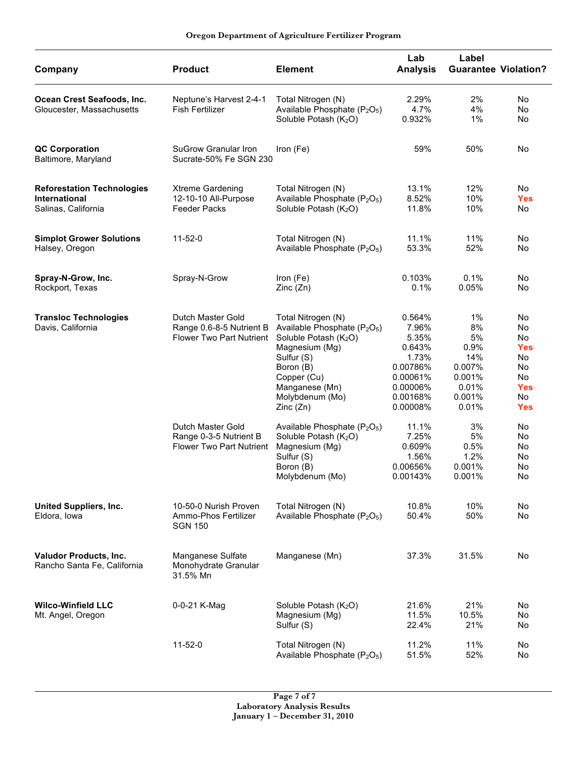| Company | Product | Element | Lab Analysis | Label Guarantee | Violation? |
|---|---|---|---|---|---|
| **Ocean Crest Seafoods, Inc.** Gloucester, Massachusetts | Neptune's Harvest 2-4-1 Fish Fertilizer | Total Nitrogen (N) | 2.29% | 2% | No |
| | | Available Phosphate ($P_2O_5$) | 4.7% | 4% | No |
| | | Soluble Potash ($K_2O$) | 0.932% | 1% | No |
| **QC Corporation** Baltimore, Maryland | SuGrow Granular Iron Sucrate-50% Fe SGN 230 | Iron (Fe) | 59% | 50% | No |
| **Reforestation Technologies International** Salinas, California | Xtreme Gardening 12-10-10 All-Purpose Feeder Packs | Total Nitrogen (N) | 13.1% | 12% | No |
| | | Available Phosphate ($P_2O_5$) | 8.52% | 10% | Yes |
| | | Soluble Potash ($K_2O$) | 11.8% | 10% | No |
| **Simplot Grower Solutions** Halsey, Oregon | 11-52-0 | Total Nitrogen (N) | 11.1% | 11% | No |
| | | Available Phosphate ($P_2O_5$) | 53.3% | 52% | No |
| **Spray-N-Grow, Inc.** Rockport, Texas | Spray-N-Grow | Iron (Fe) | 0.103% | 0.1% | No |
| | | Zinc (Zn) | 0.1% | 0.05% | No |
| **Transloc Technologies** Davis, California | Dutch Master Gold Range 0.6-8-5 Nutrient B Flower Two Part Nutrient | Total Nitrogen (N) | 0.564% | 1% | No |
| | | Available Phosphate ($P_2O_5$) | 7.96% | 8% | No |
| | | Soluble Potash ($K_2O$) | 5.35% | 5% | No |
| | | Magnesium (Mg) | 0.643% | 0.9% | Yes |
| | | Sulfur (S) | 1.73% | 14% | No |
| | | Boron (B) | 0.00786% | 0.007% | No |
| | | Copper (Cu) | 0.00061% | 0.001% | No |
| | | Manganese (Mn) | 0.00006% | 0.01% | Yes |
| | | Molybdenum (Mo) | 0.00168% | 0.001% | No |
| | | Zinc (Zn) | 0.00008% | 0.01% | Yes |
| | Dutch Master Gold Range 0-3-5 Nutrient B Flower Two Part Nutrient | Available Phosphate ($P_2O_5$) | 11.1% | 3% | No |
| | | Soluble Potash ($K_2O$) | 7.25% | 5% | No |
| | | Magnesium (Mg) | 0.609% | 0.5% | No |
| | | Sulfur (S) | 1.56% | 1.2% | No |
| | | Boron (B) | 0.00656% | 0.001% | No |
| | | Molybdenum (Mo) | 0.00143% | 0.001% | No |
| **United Suppliers, Inc.** Eldora, Iowa | 10-50-0 Nurish Proven Ammo-Phos Fertilizer SGN 150 | Total Nitrogen (N) | 10.8% | 10% | No |
| | | Available Phosphate ($P_2O_5$) | 50.4% | 50% | No |
| **Valudor Products, Inc.** Rancho Santa Fe, California | Manganese Sulfate Monohydrate Granular 31.5% Mn | Manganese (Mn) | 37.3% | 31.5% | No |
| **Wilco-Winfield LLC** Mt. Angel, Oregon | 0-0-21 K-Mag | Soluble Potash ($K_2O$) | 21.6% | 21% | No |
| | | Magnesium (Mg) | 11.5% | 10.5% | No |
| | | Sulfur (S) | 22.4% | 21% | No |
| | 11-52-0 | Total Nitrogen (N) | 11.2% | 11% | No |
| | | Available Phosphate ($P_2O_5$) | 51.5% | 52% | No |